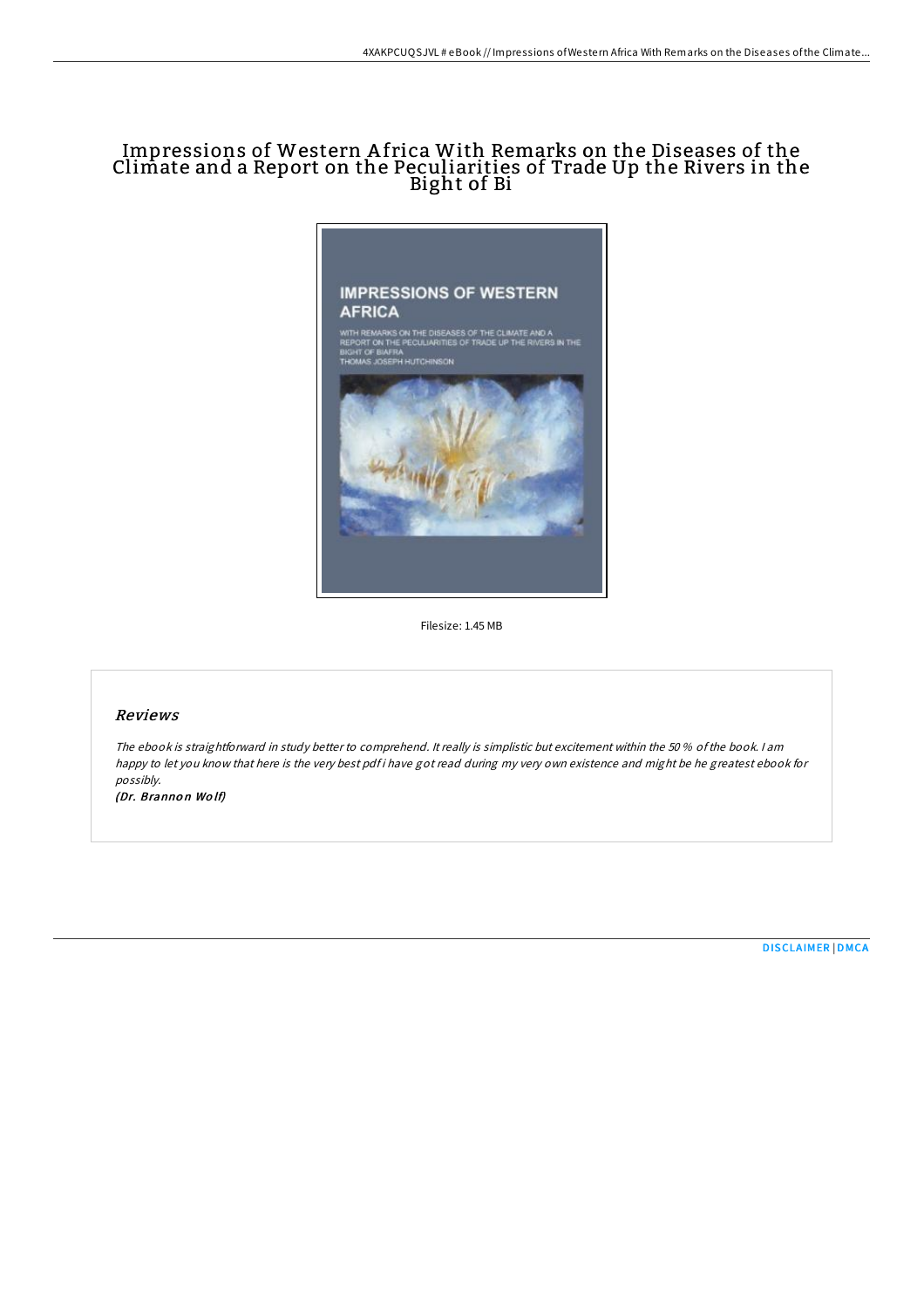# Impressions of Western Africa With Remarks on the Diseases of the Climate and a Report on the Peculiarities of Trade Up the Rivers in the Bight of Bi

Filesize: 1.45 MB

## *Reviews*

*The ebook is straightforward in study better to comprehend. It really is simplistic but excitement within the 50 % of the book. I am happy to let you know that here is the very best pdf i have got read during my very own existence and might be he greatest ebook for possibly.*

*(Dr. Brannon Wolf)*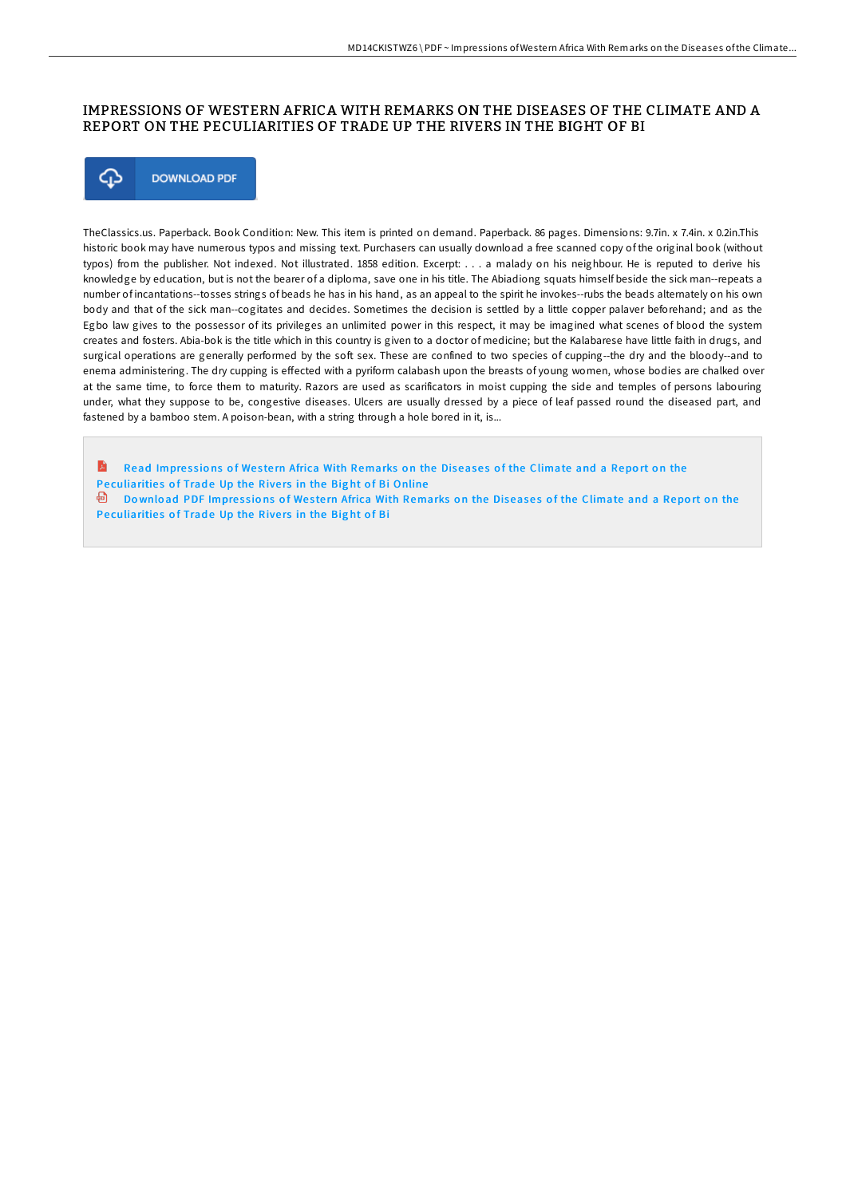# IMPRESSIONS OF WESTERN AFRICA WITH REMARKS ON THE DISEASES OF THE CLIMATE AND A REPORT ON THE PECULIARITIES OF TRADE UP THE RIVERS IN THE BIGHT OF BI

DOWNLOAD PDF

TheClassics.us. Paperback. Book Condition: New. This item is printed on demand. Paperback. 86 pages. Dimensions: 9.7in. x 7.4in. x 0.2in.This historic book may have numerous typos and missing text. Purchasers can usually download a free scanned copy of the original book (without typos) from the publisher. Not indexed. Not illustrated. 1858 edition. Excerpt: . . . a malady on his neighbour. He is reputed to derive his knowledge by education, but is not the bearer of a diploma, save one in his title. The Abiadiong squats himself beside the sick man--repeats a number of incantations--tosses strings of beads he has in his hand, as an appeal to the spirit he invokes--rubs the beads alternately on his own body and that of the sick man--cogitates and decides. Sometimes the decision is settled by a little copper palaver beforehand; and as the Egbo law gives to the possessor of its privileges an unlimited power in this respect, it may be imagined what scenes of blood the system creates and fosters. Abia-bok is the title which in this country is given to a doctor of medicine; but the Kalabarese have little faith in drugs, and surgical operations are generally performed by the soft sex. These are confined to two species of cupping--the dry and the bloody--and to enema administering. The dry cupping is effected with a pyriform calabash upon the breasts of young women, whose bodies are chalked over at the same time, to force them to maturity. Razors are used as scarificators in moist cupping the side and temples of persons labouring under, what they suppose to be, congestive diseases. Ulcers are usually dressed by a piece of leaf passed round the diseased part, and fastened by a bamboo stem. A poison-bean, with a string through a hole bored in it, is...

Read Impressions of Western Africa With Remarks on the Diseases of the Climate and a Report on the Peculiarities of Trade Up the Rivers in the Bight of Bi Online

Download PDF Impressions of Western Africa With Remarks on the Diseases of the Climate and a Report on the Peculiarities of Trade Up the Rivers in the Bight of Bi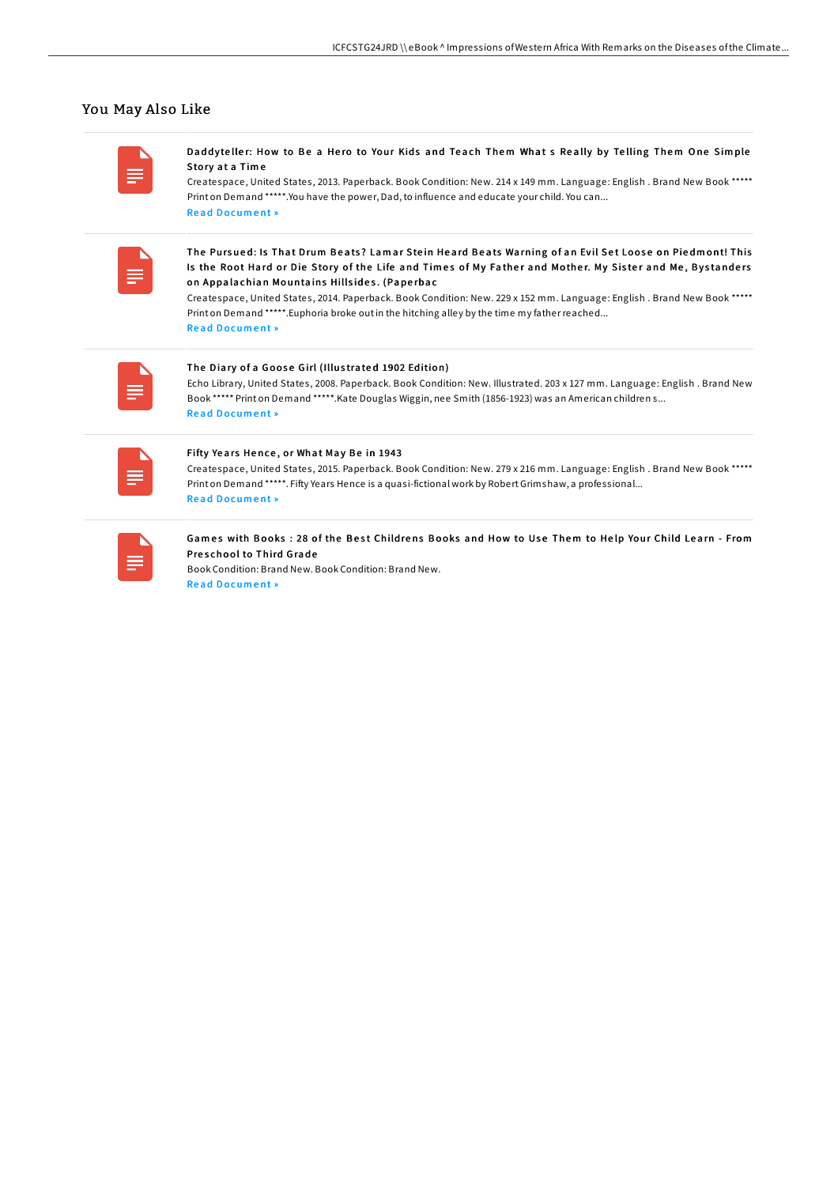## You May Also Like

**Daddyteller: How to Be a Hero to Your Kids and Teach Them What s Really by Telling Them One Simple Story at a Time**

Createspace, United States, 2013. Paperback. Book Condition: New. 214 x 149 mm. Language: English . Brand New Book ***** Print on Demand *****.You have the power, Dad, to influence and educate your child. You can...

Read Document »

**The Pursued: Is That Drum Beats? Lamar Stein Heard Beats Warning of an Evil Set Loose on Piedmont! This Is the Root Hard or Die Story of the Life and Times of My Father and Mother. My Sister and Me, Bystanders on Appalachian Mountains Hillsides. (Paperbac**

Createspace, United States, 2014. Paperback. Book Condition: New. 229 x 152 mm. Language: English . Brand New Book ***** Print on Demand *****.Euphoria broke out in the hitching alley by the time my father reached...

Read Document »

**The Diary of a Goose Girl (Illustrated 1902 Edition)**

Echo Library, United States, 2008. Paperback. Book Condition: New. Illustrated. 203 x 127 mm. Language: English . Brand New Book ***** Print on Demand *****.Kate Douglas Wiggin, nee Smith (1856-1923) was an American children s...

Read Document »

**Fifty Years Hence, or What May Be in 1943**

Createspace, United States, 2015. Paperback. Book Condition: New. 279 x 216 mm. Language: English . Brand New Book ***** Print on Demand *****. Fifty Years Hence is a quasi-fictional work by Robert Grimshaw, a professional...

Read Document »

**Games with Books : 28 of the Best Childrens Books and How to Use Them to Help Your Child Learn - From Preschool to Third Grade**

Book Condition: Brand New. Book Condition: Brand New.

Read Document »